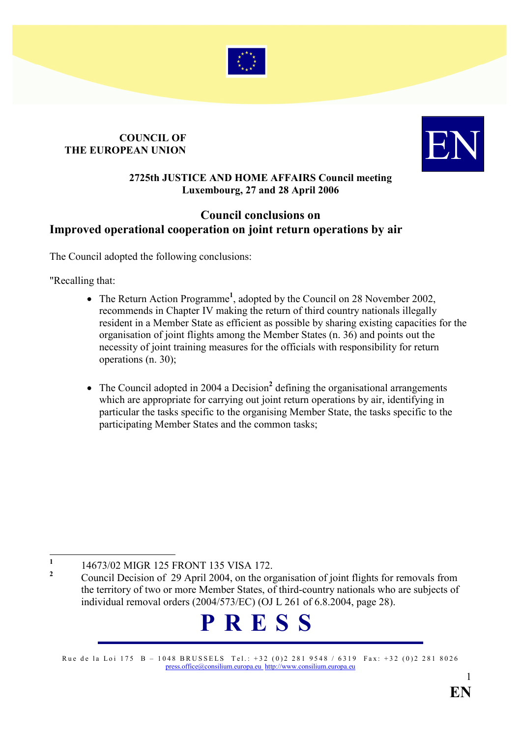**COUNCIL OF THE EUROPEAN UNION**

**2725th JUSTICE AND HOME AFFAIRS Council meeting**
**Luxembourg, 27 and 28 April 2006**

## Council conclusions on Improved operational cooperation on joint return operations by air

The Council adopted the following conclusions:

"Recalling that:

- The Return Action Programme[1], adopted by the Council on 28 November 2002, recommends in Chapter IV making the return of third country nationals illegally resident in a Member State as efficient as possible by sharing existing capacities for the organisation of joint flights among the Member States (n. 36) and points out the necessity of joint training measures for the officials with responsibility for return operations (n. 30);

- The Council adopted in 2004 a Decision[2] defining the organisational arrangements which are appropriate for carrying out joint return operations by air, identifying in particular the tasks specific to the organising Member State, the tasks specific to the participating Member States and the common tasks;

---

[1] 14673/02 MIGR 125 FRONT 135 VISA 172.

[2] Council Decision of 29 April 2004, on the organisation of joint flights for removals from the territory of two or more Member States, of third-country nationals who are subjects of individual removal orders (2004/573/EC) (OJ L 261 of 6.8.2004, page 28).

**P R E S S**

Rue de la Loi 175 B – 1048 BRUSSELS Tel.: +32 (0)2 281 9548 / 6319 Fax: +32 (0)2 281 8026
press.office@consilium.europa.eu http://www.consilium.europa.eu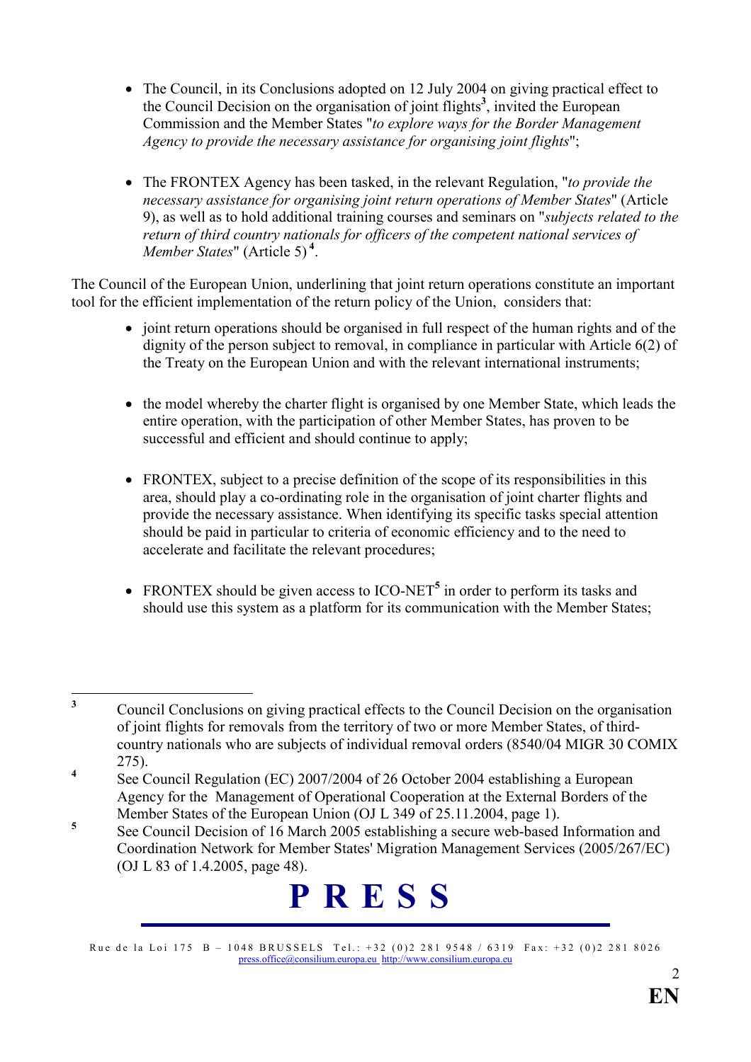- The Council, in its Conclusions adopted on 12 July 2004 on giving practical effect to the Council Decision on the organisation of joint flights[3], invited the European Commission and the Member States "*to explore ways for the Border Management Agency to provide the necessary assistance for organising joint flights*";

- The FRONTEX Agency has been tasked, in the relevant Regulation, "*to provide the necessary assistance for organising joint return operations of Member States*" (Article 9), as well as to hold additional training courses and seminars on "*subjects related to the return of third country nationals for officers of the competent national services of Member States*" (Article 5)[4].

The Council of the European Union, underlining that joint return operations constitute an important tool for the efficient implementation of the return policy of the Union, considers that:

- joint return operations should be organised in full respect of the human rights and of the dignity of the person subject to removal, in compliance in particular with Article 6(2) of the Treaty on the European Union and with the relevant international instruments;

- the model whereby the charter flight is organised by one Member State, which leads the entire operation, with the participation of other Member States, has proven to be successful and efficient and should continue to apply;

- FRONTEX, subject to a precise definition of the scope of its responsibilities in this area, should play a co-ordinating role in the organisation of joint charter flights and provide the necessary assistance. When identifying its specific tasks special attention should be paid in particular to criteria of economic efficiency and to the need to accelerate and facilitate the relevant procedures;

- FRONTEX should be given access to ICO-NET[5] in order to perform its tasks and should use this system as a platform for its communication with the Member States;

---

[3] Council Conclusions on giving practical effects to the Council Decision on the organisation of joint flights for removals from the territory of two or more Member States, of third-country nationals who are subjects of individual removal orders (8540/04 MIGR 30 COMIX 275).

[4] See Council Regulation (EC) 2007/2004 of 26 October 2004 establishing a European Agency for the Management of Operational Cooperation at the External Borders of the Member States of the European Union (OJ L 349 of 25.11.2004, page 1).

[5] See Council Decision of 16 March 2005 establishing a secure web-based Information and Coordination Network for Member States' Migration Management Services (2005/267/EC) (OJ L 83 of 1.4.2005, page 48).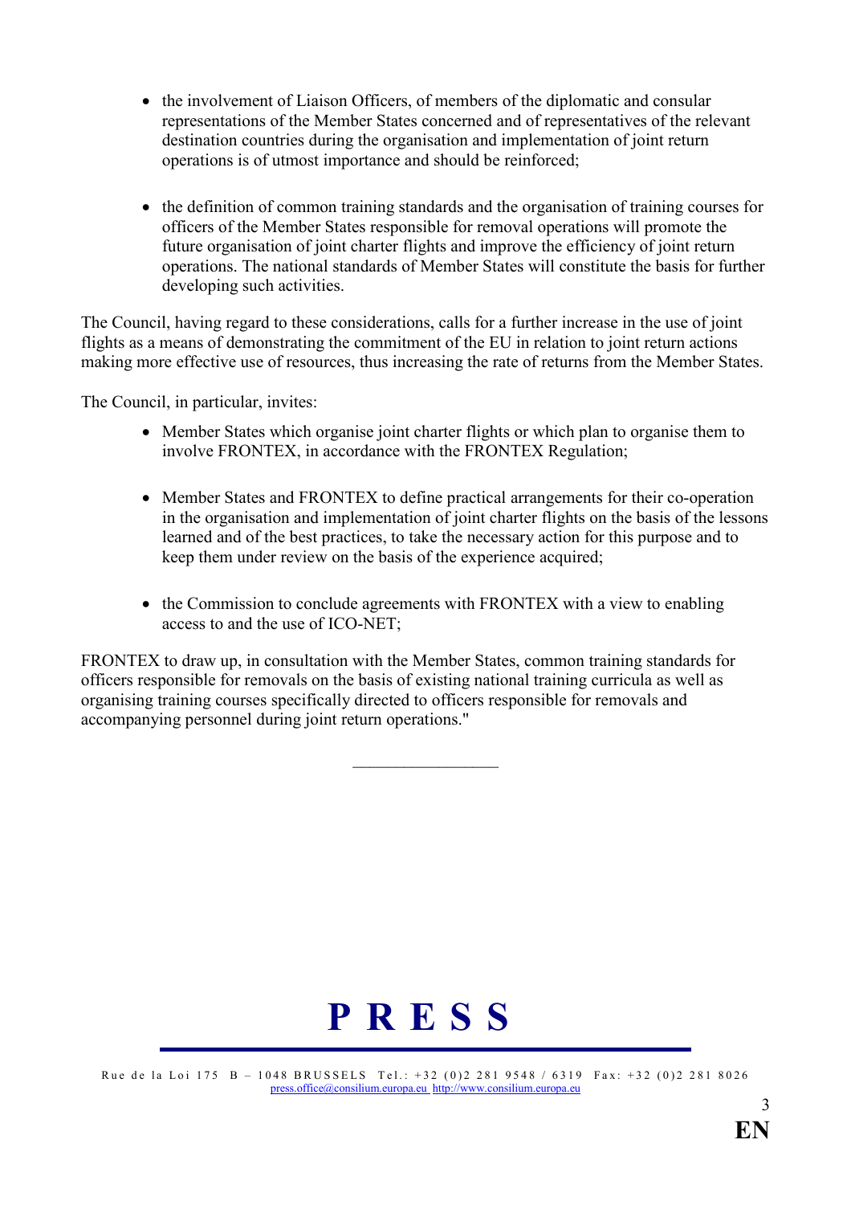- the involvement of Liaison Officers, of members of the diplomatic and consular representations of the Member States concerned and of representatives of the relevant destination countries during the organisation and implementation of joint return operations is of utmost importance and should be reinforced;

- the definition of common training standards and the organisation of training courses for officers of the Member States responsible for removal operations will promote the future organisation of joint charter flights and improve the efficiency of joint return operations. The national standards of Member States will constitute the basis for further developing such activities.

The Council, having regard to these considerations, calls for a further increase in the use of joint flights as a means of demonstrating the commitment of the EU in relation to joint return actions making more effective use of resources, thus increasing the rate of returns from the Member States.

The Council, in particular, invites:

- Member States which organise joint charter flights or which plan to organise them to involve FRONTEX, in accordance with the FRONTEX Regulation;

- Member States and FRONTEX to define practical arrangements for their co-operation in the organisation and implementation of joint charter flights on the basis of the lessons learned and of the best practices, to take the necessary action for this purpose and to keep them under review on the basis of the experience acquired;

- the Commission to conclude agreements with FRONTEX with a view to enabling access to and the use of ICO-NET;

FRONTEX to draw up, in consultation with the Member States, common training standards for officers responsible for removals on the basis of existing national training curricula as well as organising training courses specifically directed to officers responsible for removals and accompanying personnel during joint return operations."

________________

**P R E S S**

Rue de la Loi 175 B – 1048 BRUSSELS Tel.: +32 (0)2 281 9548 / 6319 Fax: +32 (0)2 281 8026
press.office@consilium.europa.eu http://www.consilium.europa.eu

EN